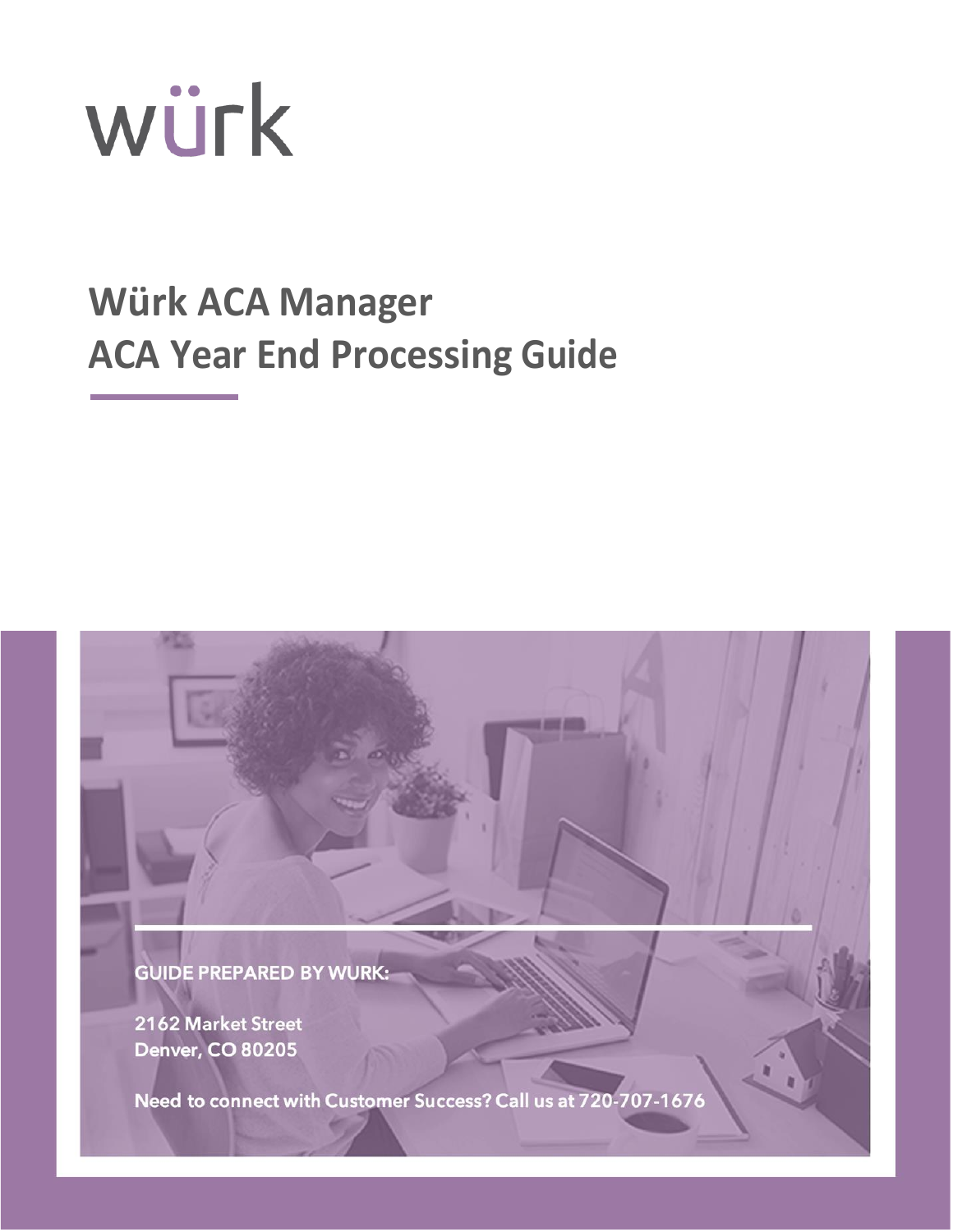würk

# Würk ACA Manager
# ACA Year End Processing Guide

GUIDE PREPARED BY WURK:

2162 Market Street
Denver, CO 80205

Need to connect with Customer Success? Call us at 720-707-1676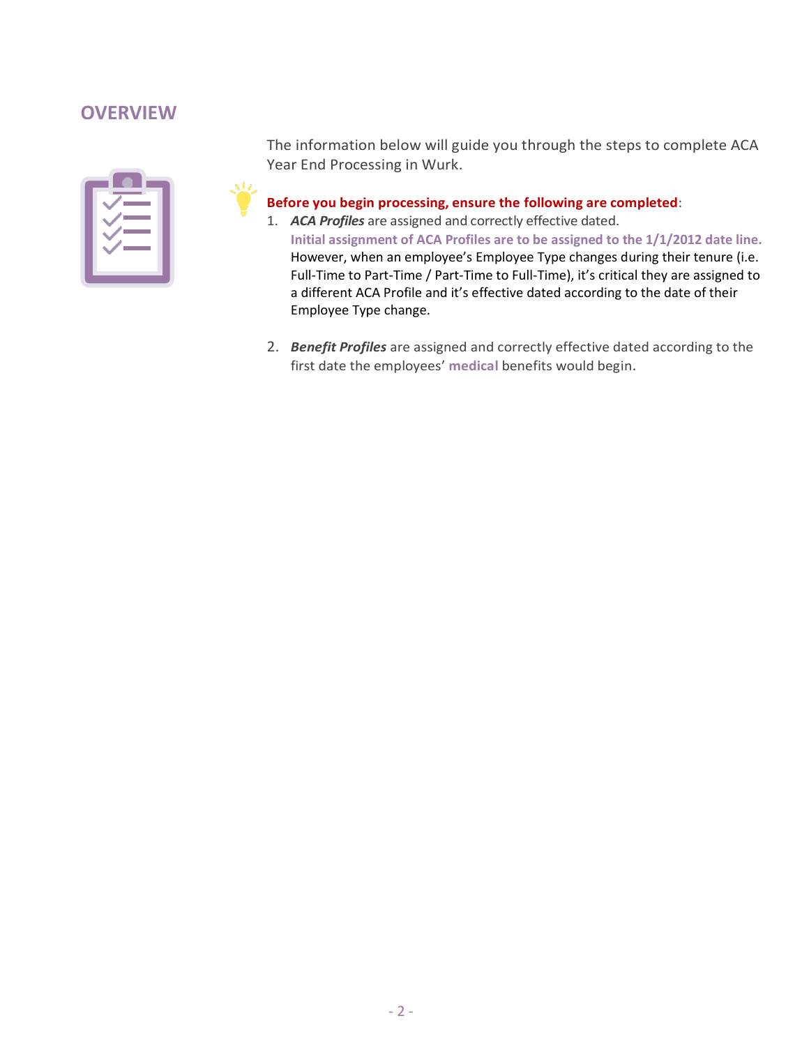## OVERVIEW

The information below will guide you through the steps to complete ACA Year End Processing in Wurk.

**Before you begin processing, ensure the following are completed**:

1. ***ACA Profiles*** are assigned and correctly effective dated.
   **Initial assignment of ACA Profiles are to be assigned to the 1/1/2012 date line.** However, when an employee's Employee Type changes during their tenure (i.e. Full-Time to Part-Time / Part-Time to Full-Time), it's critical they are assigned to a different ACA Profile and it's effective dated according to the date of their Employee Type change.

2. ***Benefit Profiles*** are assigned and correctly effective dated according to the first date the employees' **medical** benefits would begin.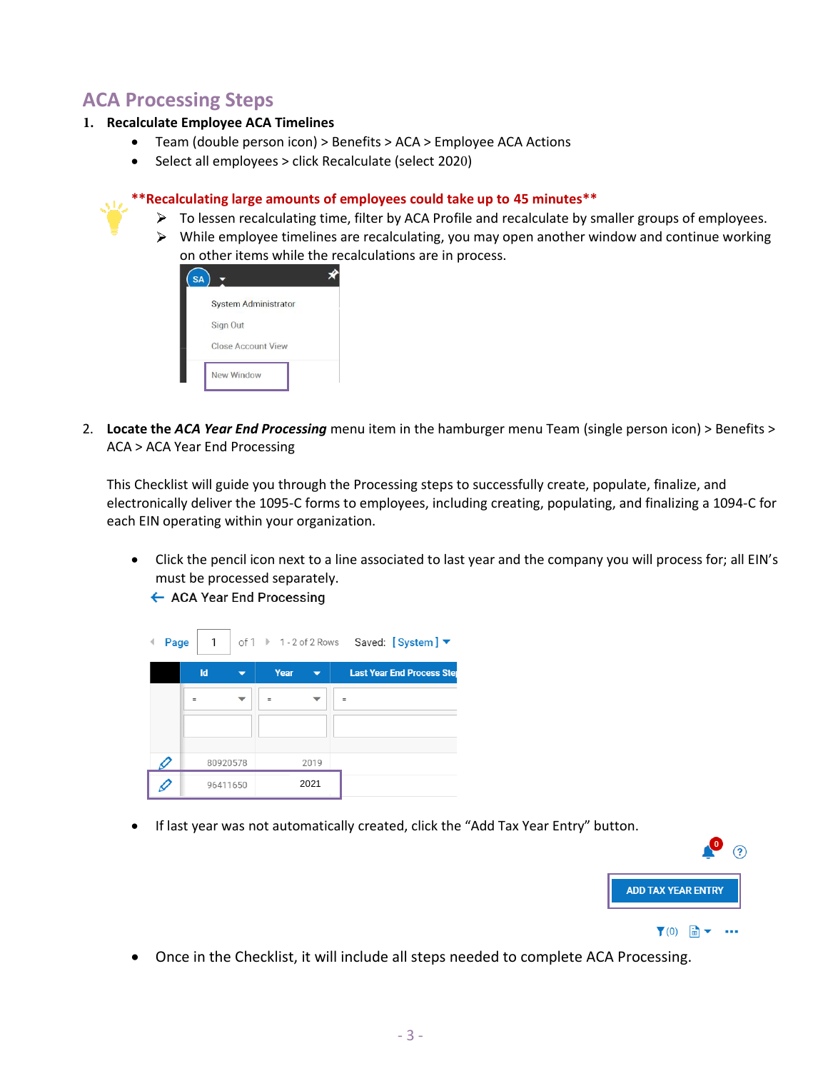## ACA Processing Steps

1. **Recalculate Employee ACA Timelines**
   - Team (double person icon) > Benefits > ACA > Employee ACA Actions
   - Select all employees > click Recalculate (select 2020)

**\*\*Recalculating large amounts of employees could take up to 45 minutes\*\***

- ➢ To lessen recalculating time, filter by ACA Profile and recalculate by smaller groups of employees.
- ➢ While employee timelines are recalculating, you may open another window and continue working on other items while the recalculations are in process.

SA

System Administrator

Sign Out

Close Account View

New Window

2. **Locate the *ACA Year End Processing*** menu item in the hamburger menu Team (single person icon) > Benefits > ACA > ACA Year End Processing

   This Checklist will guide you through the Processing steps to successfully create, populate, finalize, and electronically deliver the 1095-C forms to employees, including creating, populating, and finalizing a 1094-C for each EIN operating within your organization.

   - Click the pencil icon next to a line associated to last year and the company you will process for; all EIN's must be processed separately.

   ← ACA Year End Processing

   Page 1 of 1 1 - 2 of 2 Rows Saved: [ System ]

   | | Id | Year | Last Year End Process Step |
   |---|---|---|---|
   | | = | = | = |
   | ✎ | 80920578 | 2019 | |
   | ✎ | 96411650 | 2021 | |

   - If last year was not automatically created, click the "Add Tax Year Entry" button.

   ADD TAX YEAR ENTRY

   - Once in the Checklist, it will include all steps needed to complete ACA Processing.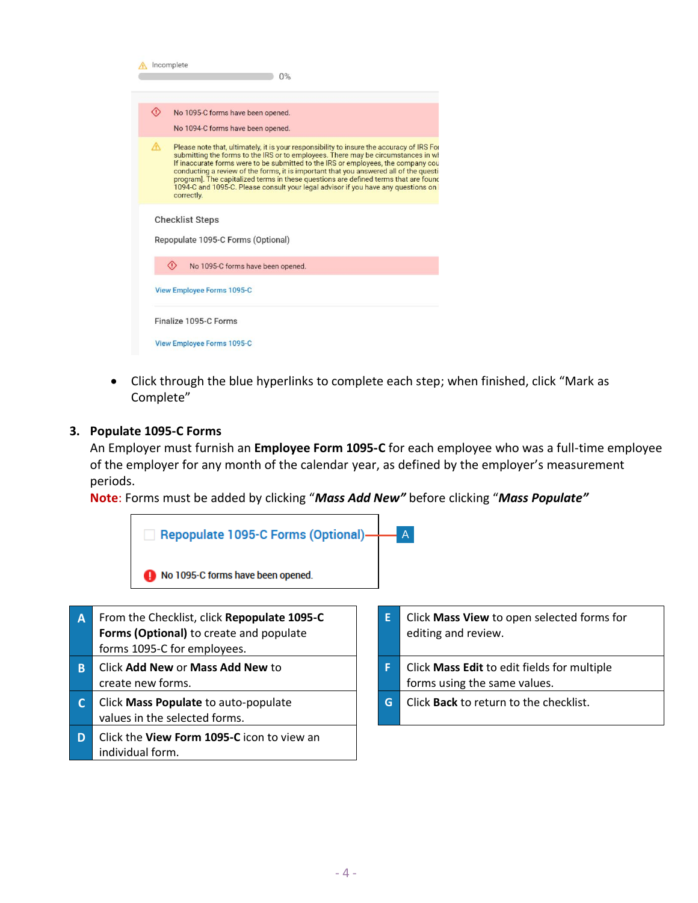- Click through the blue hyperlinks to complete each step; when finished, click "Mark as Complete"

### 3. Populate 1095-C Forms

An Employer must furnish an **Employee Form 1095-C** for each employee who was a full-time employee of the employer for any month of the calendar year, as defined by the employer's measurement periods.

**Note**: Forms must be added by clicking "***Mass Add New"*** before clicking "***Mass Populate"***

| | |
|---|---|
| **A** | From the Checklist, click **Repopulate 1095-C Forms (Optional)** to create and populate forms 1095-C for employees. |
| **B** | Click **Add New** or **Mass Add New** to create new forms. |
| **C** | Click **Mass Populate** to auto-populate values in the selected forms. |
| **D** | Click the **View Form 1095-C** icon to view an individual form. |
| **E** | Click **Mass View** to open selected forms for editing and review. |
| **F** | Click **Mass Edit** to edit fields for multiple forms using the same values. |
| **G** | Click **Back** to return to the checklist. |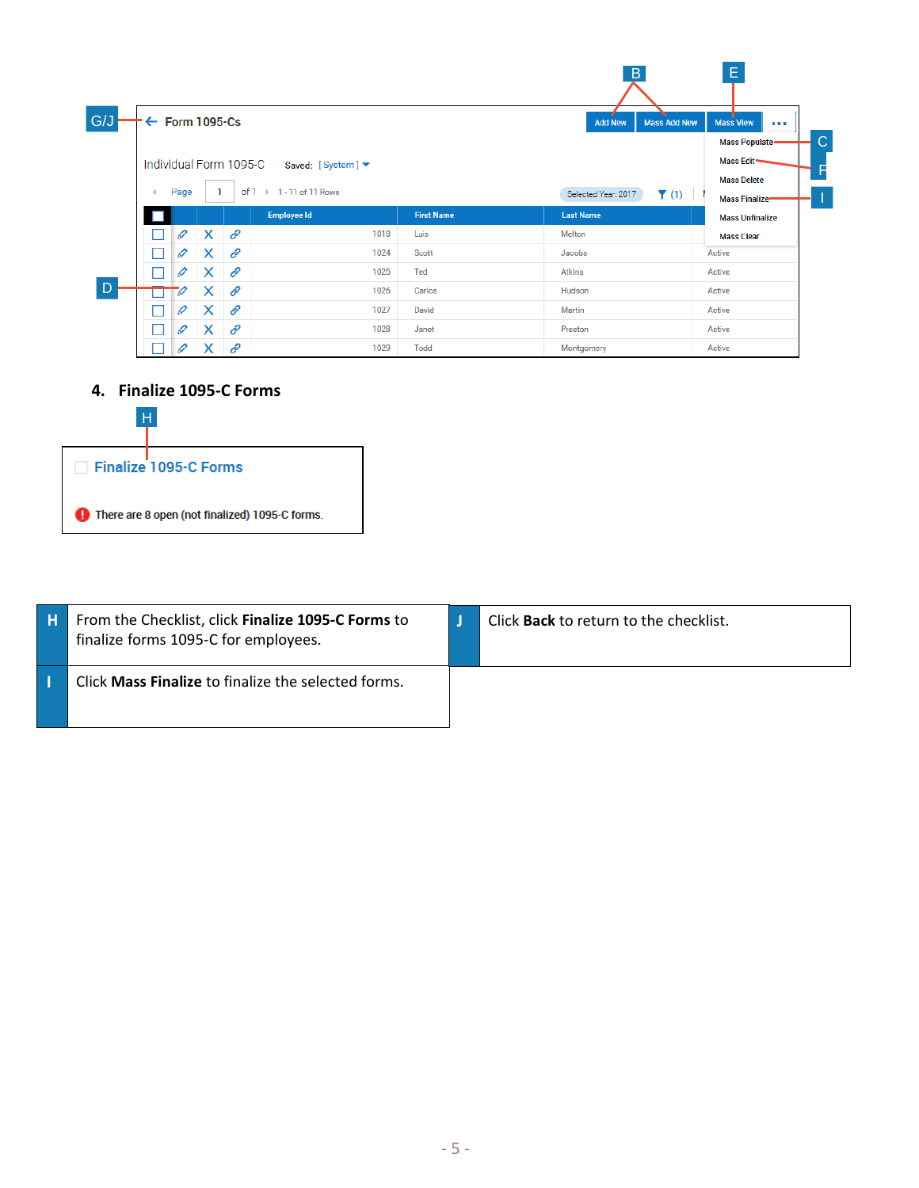G/J

Form 1095-Cs

Add New | Mass Add New | Mass View | ...

Mass Populate (C)
Mass Edit (F)
Mass Delete
Mass Finalize (I)
Mass Unfinalize
Mass Clear

Individual Form 1095-C    Saved: [System]

Page 1 of 1    1 - 11 of 11 Rows    Selected Year: 2017    (1)

| | | | | Employee Id | First Name | Last Name | |
|---|---|---|---|---|---|---|---|
| | | | | 1018 | Luis | Melton | |
| | | | | 1024 | Scott | Jacobs | Active |
| | | | | 1025 | Ted | Atkins | Active |
| | | | | 1026 | Carlos | Hudson | Active |
| | | | | 1027 | David | Martin | Active |
| | | | | 1028 | Janet | Preston | Active |
| | | | | 1029 | Todd | Montgomery | Active |

## 4. Finalize 1095-C Forms

H

Finalize 1095-C Forms

There are 8 open (not finalized) 1095-C forms.

| | | | |
|---|---|---|---|
| **H** | From the Checklist, click **Finalize 1095-C Forms** to finalize forms 1095-C for employees. | **J** | Click **Back** to return to the checklist. |
| **I** | Click **Mass Finalize** to finalize the selected forms. | | |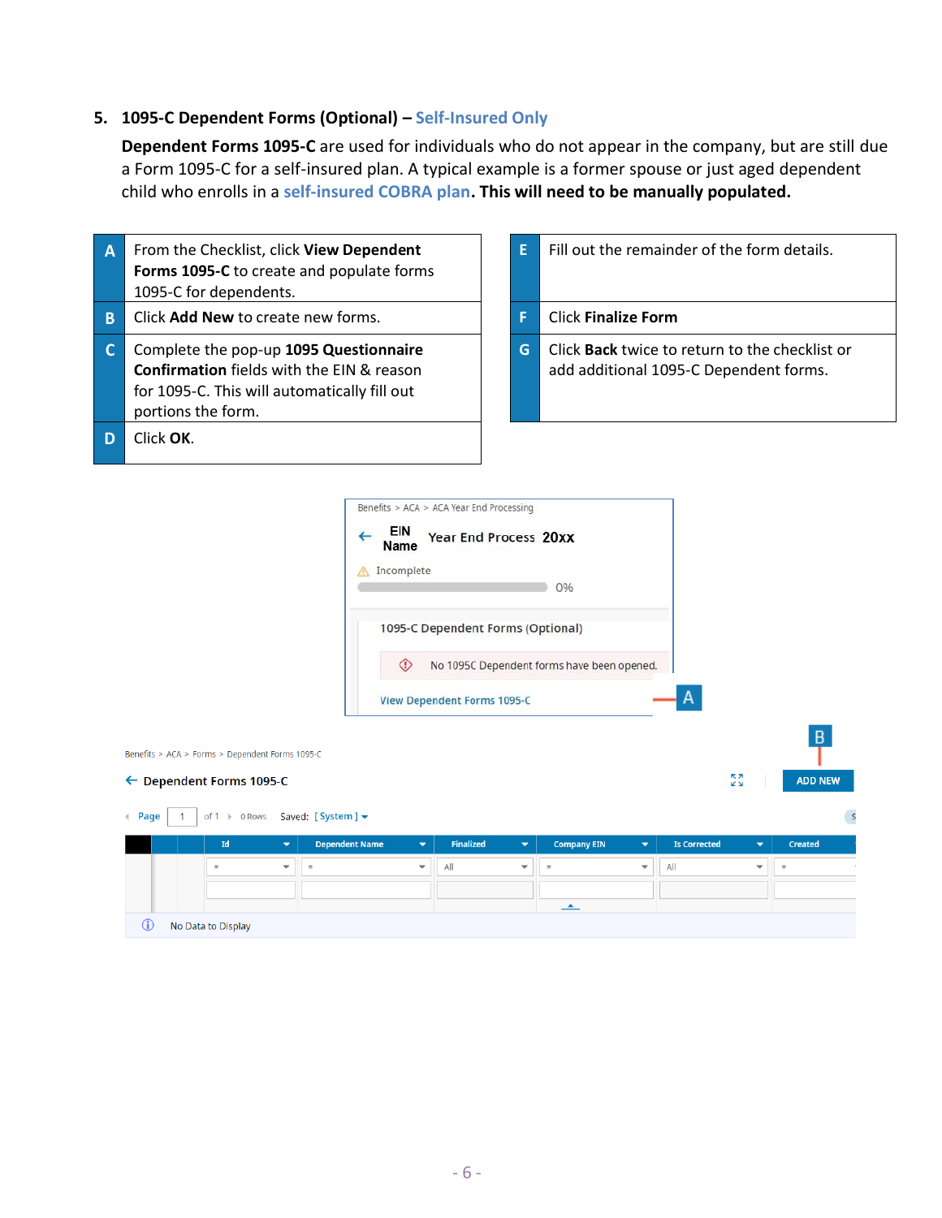## 5. 1095-C Dependent Forms (Optional) – Self-Insured Only

**Dependent Forms 1095-C** are used for individuals who do not appear in the company, but are still due a Form 1095-C for a self-insured plan. A typical example is a former spouse or just aged dependent child who enrolls in a self-insured COBRA plan. **This will need to be manually populated.**

| | |
|---|---|
| **A** | From the Checklist, click **View Dependent Forms 1095-C** to create and populate forms 1095-C for dependents. |
| **B** | Click **Add New** to create new forms. |
| **C** | Complete the pop-up **1095 Questionnaire Confirmation** fields with the EIN & reason for 1095-C. This will automatically fill out portions the form. |
| **D** | Click **OK**. |

| | |
|---|---|
| **E** | Fill out the remainder of the form details. |
| **F** | Click **Finalize Form** |
| **G** | Click **Back** twice to return to the checklist or add additional 1095-C Dependent forms. |

Benefits > ACA > ACA Year End Processing

EIN Name Year End Process 20xx

Incomplete 0%

1095-C Dependent Forms (Optional)

No 1095C Dependent forms have been opened.

View Dependent Forms 1095-C — **A**

Benefits > ACA > Forms > Dependent Forms 1095-C

Dependent Forms 1095-C — ADD NEW (**B**)

Page 1 of 1 0 Rows Saved: [ System ]

| Id | Dependent Name | Finalized | Company EIN | Is Corrected | Created |
|---|---|---|---|---|---|

No Data to Display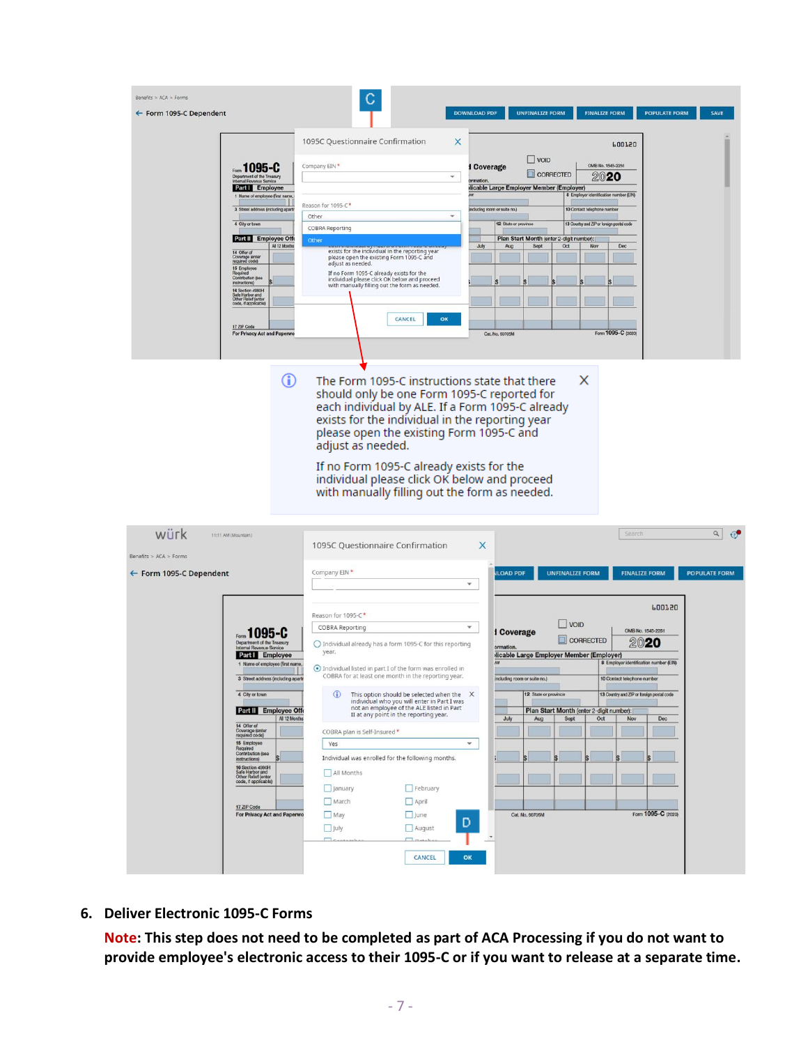The Form 1095-C instructions state that there should only be one Form 1095-C reported for each individual by ALE. If a Form 1095-C already exists for the individual in the reporting year please open the existing Form 1095-C and adjust as needed.

If no Form 1095-C already exists for the individual please click OK below and proceed with manually filling out the form as needed.

6. **Deliver Electronic 1095-C Forms**

**Note: This step does not need to be completed as part of ACA Processing if you do not want to provide employee's electronic access to their 1095-C or if you want to release at a separate time.**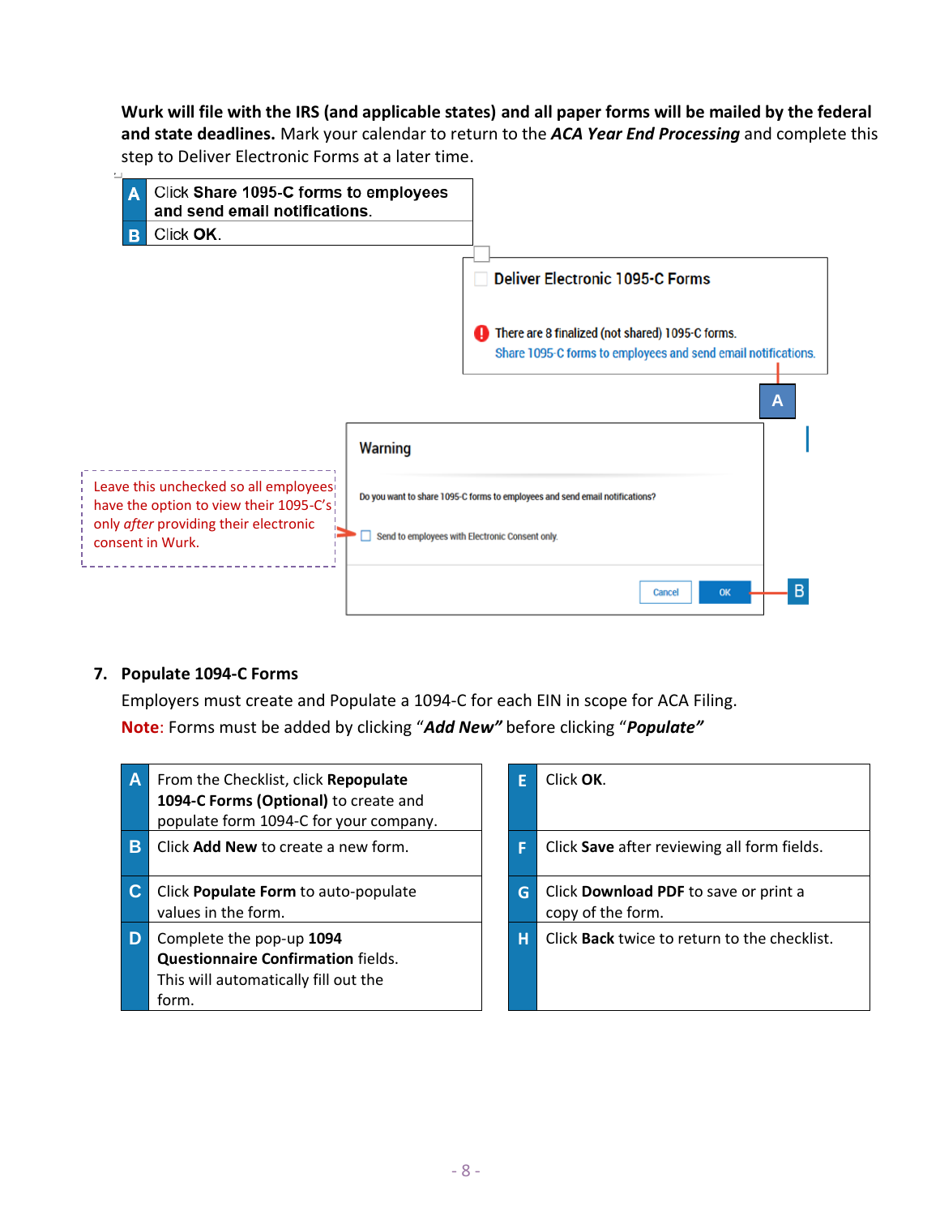**Wurk will file with the IRS (and applicable states) and all paper forms will be mailed by the federal and state deadlines.** Mark your calendar to return to the ***ACA Year End Processing*** and complete this step to Deliver Electronic Forms at a later time.

| | |
|---|---|
| **A** | Click **Share 1095-C forms to employees and send email notifications**. |
| **B** | Click **OK**. |

**Deliver Electronic 1095-C Forms**

There are 8 finalized (not shared) 1095-C forms.
Share 1095-C forms to employees and send email notifications.

**Warning**

Do you want to share 1095-C forms to employees and send email notifications?

☐ Send to employees with Electronic Consent only.

Cancel | OK

Leave this unchecked so all employees have the option to view their 1095-C's only *after* providing their electronic consent in Wurk.

## 7. Populate 1094-C Forms

Employers must create and Populate a 1094-C for each EIN in scope for ACA Filing.

**Note**: Forms must be added by clicking "***Add New***" before clicking "***Populate***"

| | |
|---|---|
| **A** | From the Checklist, click **Repopulate 1094-C Forms (Optional)** to create and populate form 1094-C for your company. |
| **B** | Click **Add New** to create a new form. |
| **C** | Click **Populate Form** to auto-populate values in the form. |
| **D** | Complete the pop-up **1094 Questionnaire Confirmation** fields. This will automatically fill out the form. |
| **E** | Click **OK**. |
| **F** | Click **Save** after reviewing all form fields. |
| **G** | Click **Download PDF** to save or print a copy of the form. |
| **H** | Click **Back** twice to return to the checklist. |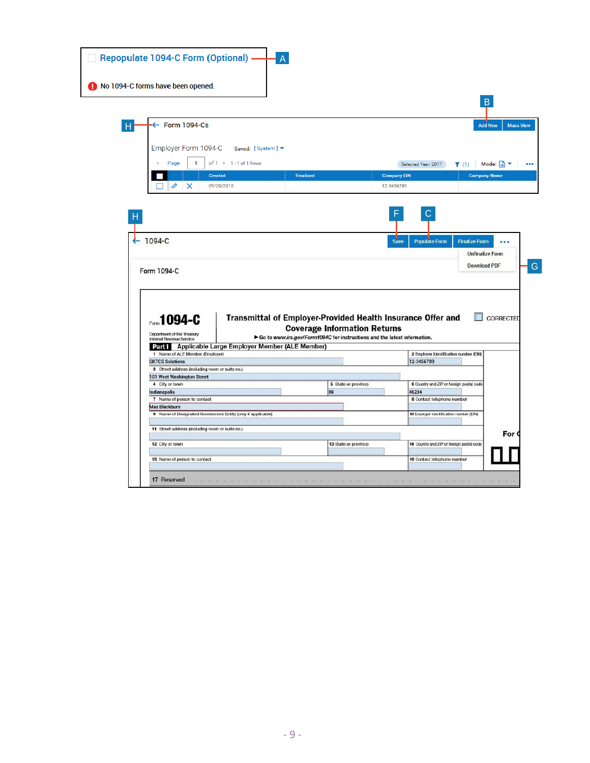**Repopulate 1094-C Form (Optional)** — A

No 1094-C forms have been opened.

H — ← Form 1094-Cs

B — Add New | Mass View

Employer Form 1094-C   Saved: [System]

Page 1 of 1   1 - 1 of 1 Rows   Selected Year: 2017   (1)   Mode:

| | | | Created | Finalized | Company EIN | Company Name |
|---|---|---|---|---|---|---|
| | | | 09/20/2018 | | 12-3456789 | |

H — ← 1094-C

F — Save   C — Populate Form   Finalize Form   ...

G — Unfinalize Form / Download PDF

Form 1094-C

Form **1094-C** — Department of the Treasury Internal Revenue Service

**Transmittal of Employer-Provided Health Insurance Offer and Coverage Information Returns**

► Go to *www.irs.gov/Form1094C* for instructions and the latest information.

CORRECTED

**Part I Applicable Large Employer Member (ALE Member)**

| Field | Value |
|---|---|
| 1 Name of ALE Member (Employer) | GKTCS Solutions |
| 2 Employer identification number (EIN) | 12-3456789 |
| 3 Street address (including room or suite no.) | 101 West Washington Street |
| 4 City or town | Indianapolis |
| 5 State or province | IN |
| 6 Country and ZIP or foreign postal code | 46204 |
| 7 Name of person to contact | Max Blackburn |
| 8 Contact telephone number | |
| 9 Name of Designated Government Entity (only if applicable) | |
| 10 Employer identification number (EIN) | |
| 11 Street address (including room or suite no.) | |
| 12 City or town | |
| 13 State or province | |
| 14 Country and ZIP or foreign postal code | |
| 15 Name of person to contact | |
| 16 Contact telephone number | |
| 17 Reserved | |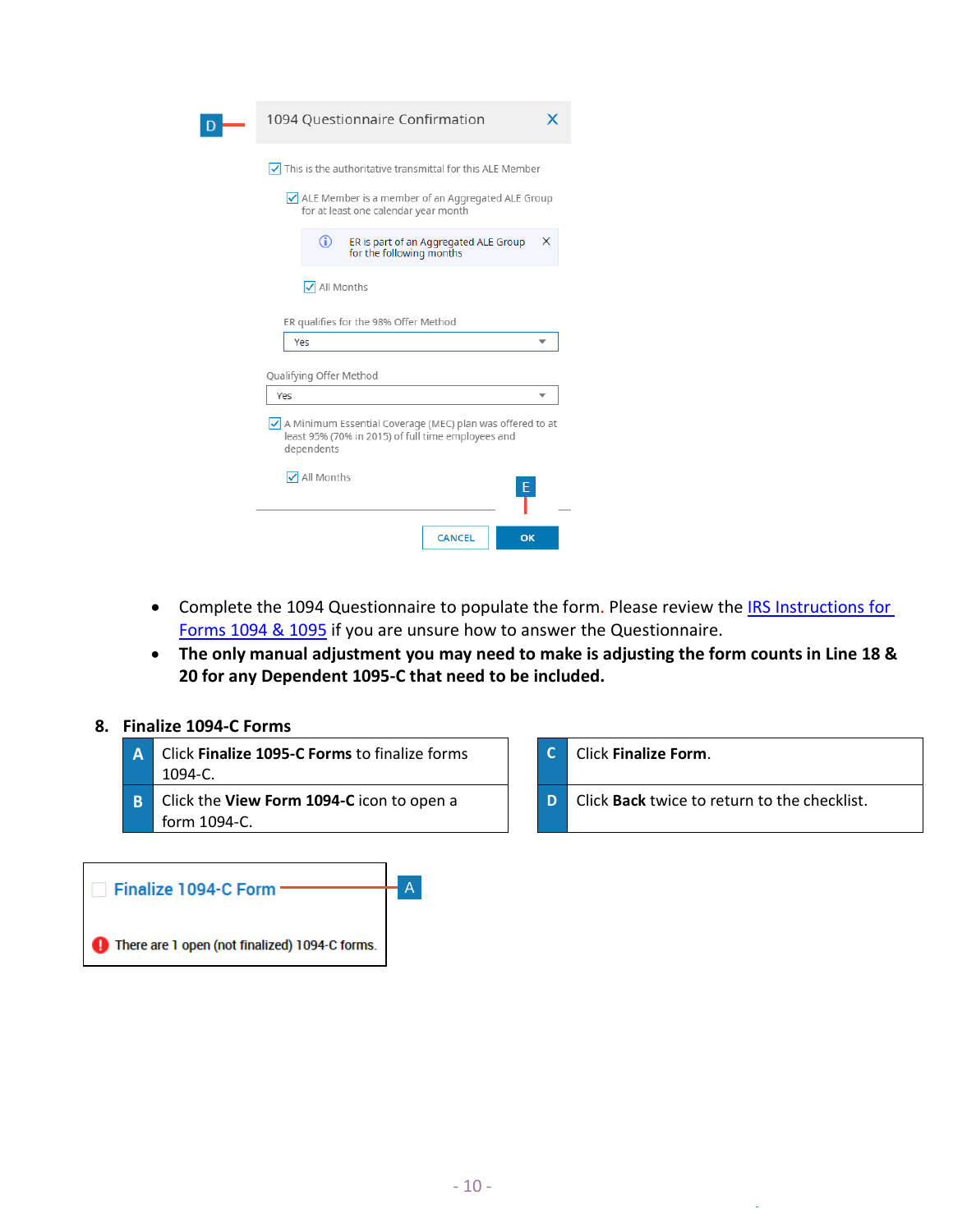D

**1094 Questionnaire Confirmation**

- [x] This is the authoritative transmittal for this ALE Member
  - [x] ALE Member is a member of an Aggregated ALE Group for at least one calendar year month

ER is part of an Aggregated ALE Group for the following months

- [x] All Months

ER qualifies for the 98% Offer Method: Yes

Qualifying Offer Method: Yes

- [x] A Minimum Essential Coverage (MEC) plan was offered to at least 95% (70% in 2015) of full time employees and dependents
  - [x] All Months

E

CANCEL | OK

- Complete the 1094 Questionnaire to populate the form. Please review the [IRS Instructions for Forms 1094 & 1095]() if you are unsure how to answer the Questionnaire.
- **The only manual adjustment you may need to make is adjusting the form counts in Line 18 & 20 for any Dependent 1095-C that need to be included.**

## 8. Finalize 1094-C Forms

| | |
|---|---|
| **A** | Click **Finalize 1095-C Forms** to finalize forms 1094-C. |
| **B** | Click the **View Form 1094-C** icon to open a form 1094-C. |
| **C** | Click **Finalize Form**. |
| **D** | Click **Back** twice to return to the checklist. |

Finalize 1094-C Form — A

There are 1 open (not finalized) 1094-C forms.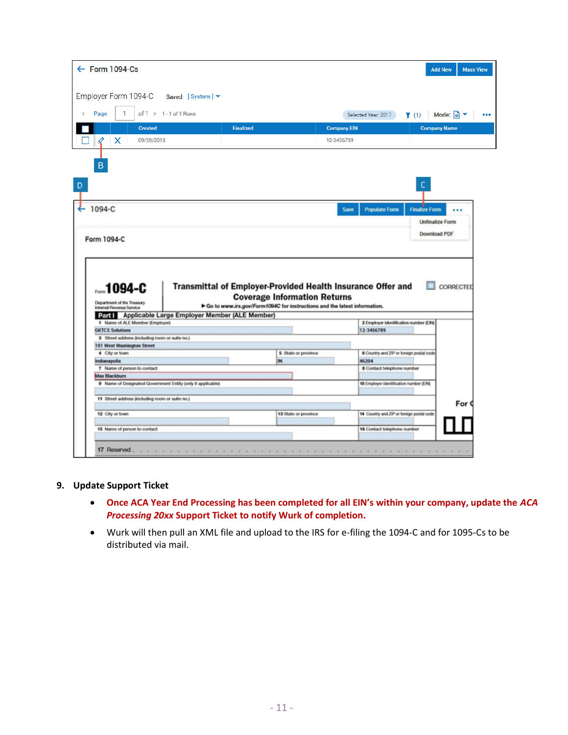9. **Update Support Ticket**

   - **Once ACA Year End Processing has been completed for all EIN's within your company, update the *ACA Processing 20xx* Support Ticket to notify Wurk of completion.**
   - Wurk will then pull an XML file and upload to the IRS for e-filing the 1094-C and for 1095-Cs to be distributed via mail.